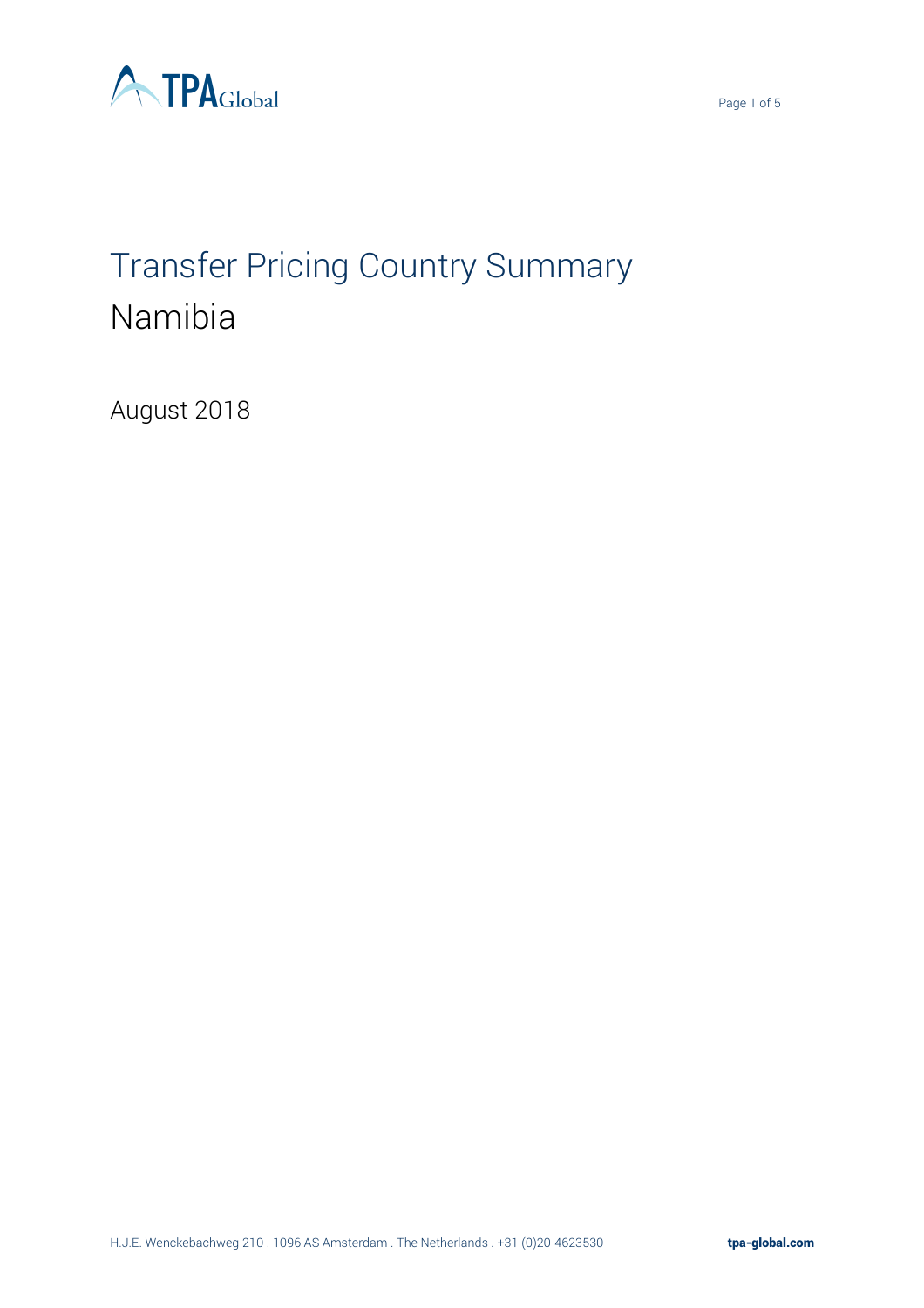# Transfer Pricing Country Summary

## Namibia

August 2018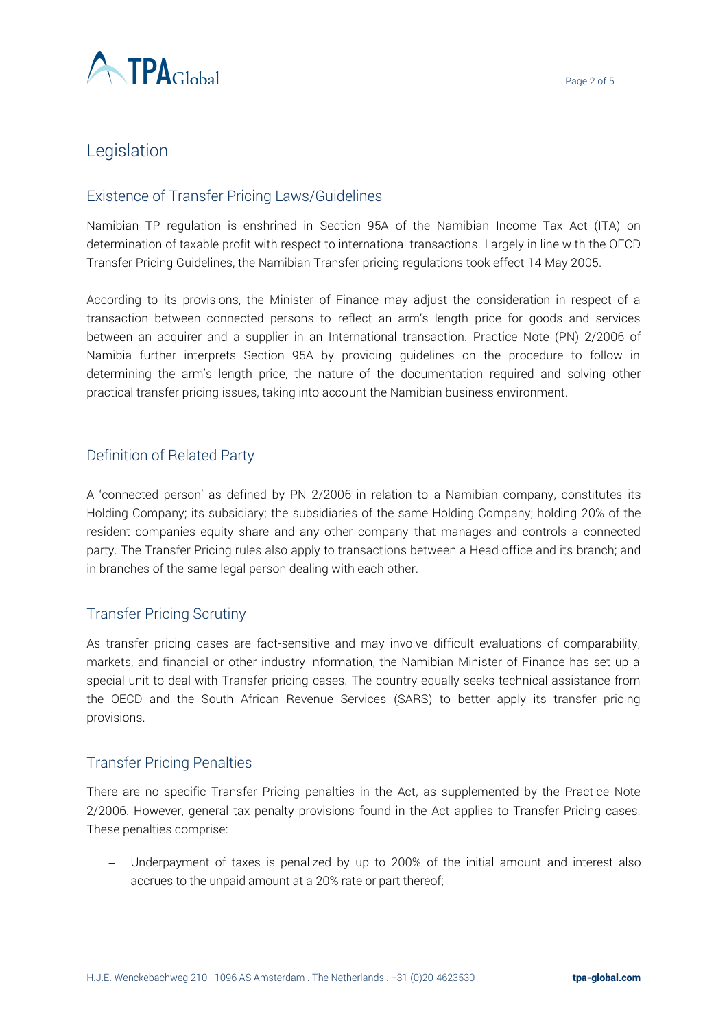# Legislation

## Existence of Transfer Pricing Laws/Guidelines

Namibian TP regulation is enshrined in Section 95A of the Namibian Income Tax Act (ITA) on determination of taxable profit with respect to international transactions. Largely in line with the OECD Transfer Pricing Guidelines, the Namibian Transfer pricing regulations took effect 14 May 2005.

According to its provisions, the Minister of Finance may adjust the consideration in respect of a transaction between connected persons to reflect an arm's length price for goods and services between an acquirer and a supplier in an International transaction. Practice Note (PN) 2/2006 of Namibia further interprets Section 95A by providing guidelines on the procedure to follow in determining the arm's length price, the nature of the documentation required and solving other practical transfer pricing issues, taking into account the Namibian business environment.

## Definition of Related Party

A 'connected person' as defined by PN 2/2006 in relation to a Namibian company, constitutes its Holding Company; its subsidiary; the subsidiaries of the same Holding Company; holding 20% of the resident companies equity share and any other company that manages and controls a connected party. The Transfer Pricing rules also apply to transactions between a Head office and its branch; and in branches of the same legal person dealing with each other.

## Transfer Pricing Scrutiny

As transfer pricing cases are fact-sensitive and may involve difficult evaluations of comparability, markets, and financial or other industry information, the Namibian Minister of Finance has set up a special unit to deal with Transfer pricing cases. The country equally seeks technical assistance from the OECD and the South African Revenue Services (SARS) to better apply its transfer pricing provisions.

## Transfer Pricing Penalties

There are no specific Transfer Pricing penalties in the Act, as supplemented by the Practice Note 2/2006. However, general tax penalty provisions found in the Act applies to Transfer Pricing cases. These penalties comprise:

- Underpayment of taxes is penalized by up to 200% of the initial amount and interest also accrues to the unpaid amount at a 20% rate or part thereof;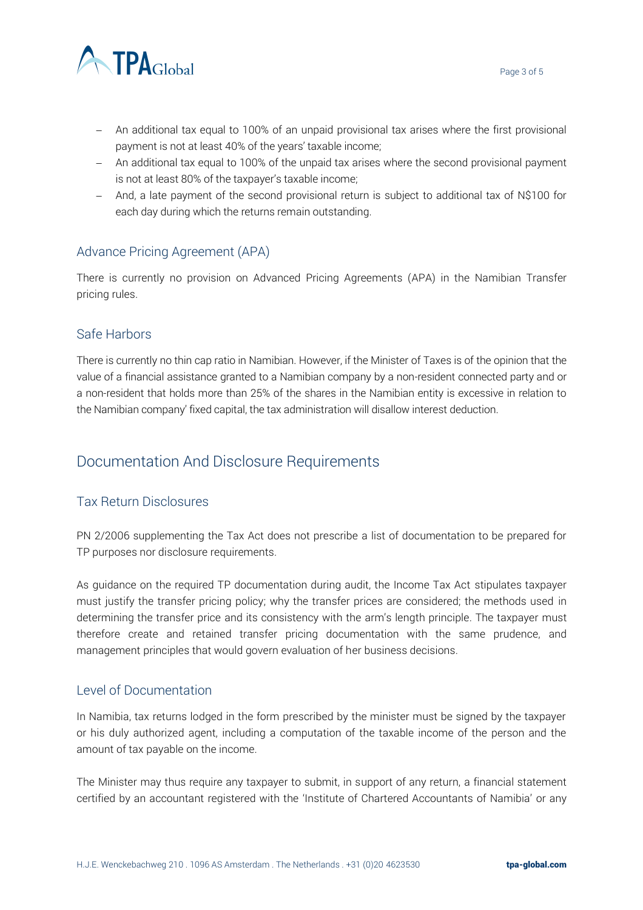- An additional tax equal to 100% of an unpaid provisional tax arises where the first provisional payment is not at least 40% of the years' taxable income;
- An additional tax equal to 100% of the unpaid tax arises where the second provisional payment is not at least 80% of the taxpayer's taxable income;
- And, a late payment of the second provisional return is subject to additional tax of N$100 for each day during which the returns remain outstanding.

### Advance Pricing Agreement (APA)

There is currently no provision on Advanced Pricing Agreements (APA) in the Namibian Transfer pricing rules.

### Safe Harbors

There is currently no thin cap ratio in Namibian. However, if the Minister of Taxes is of the opinion that the value of a financial assistance granted to a Namibian company by a non-resident connected party and or a non-resident that holds more than 25% of the shares in the Namibian entity is excessive in relation to the Namibian company' fixed capital, the tax administration will disallow interest deduction.

## Documentation And Disclosure Requirements

### Tax Return Disclosures

PN 2/2006 supplementing the Tax Act does not prescribe a list of documentation to be prepared for TP purposes nor disclosure requirements.

As guidance on the required TP documentation during audit, the Income Tax Act stipulates taxpayer must justify the transfer pricing policy; why the transfer prices are considered; the methods used in determining the transfer price and its consistency with the arm's length principle. The taxpayer must therefore create and retained transfer pricing documentation with the same prudence, and management principles that would govern evaluation of her business decisions.

### Level of Documentation

In Namibia, tax returns lodged in the form prescribed by the minister must be signed by the taxpayer or his duly authorized agent, including a computation of the taxable income of the person and the amount of tax payable on the income.

The Minister may thus require any taxpayer to submit, in support of any return, a financial statement certified by an accountant registered with the 'Institute of Chartered Accountants of Namibia' or any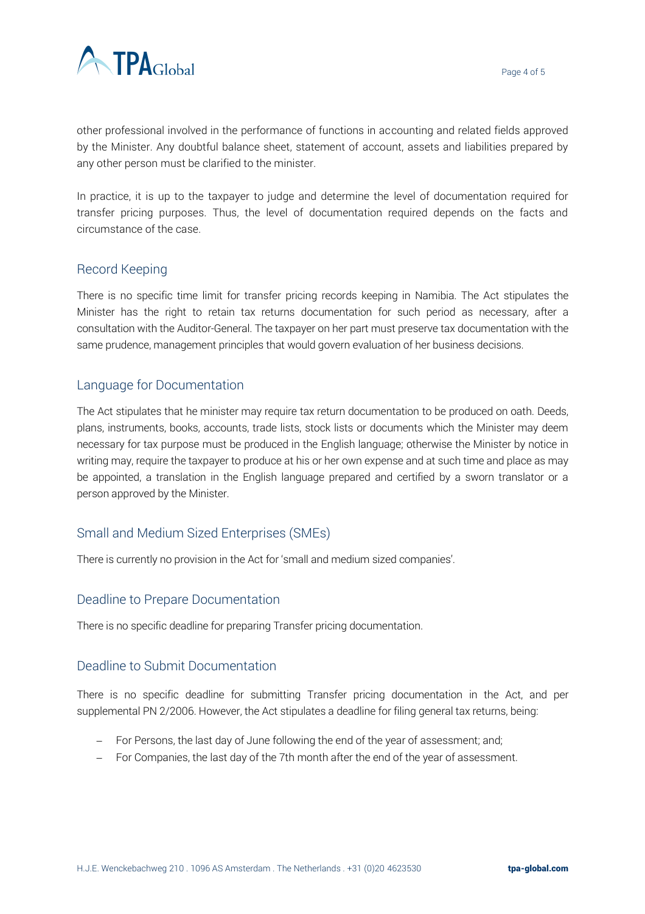other professional involved in the performance of functions in accounting and related fields approved by the Minister. Any doubtful balance sheet, statement of account, assets and liabilities prepared by any other person must be clarified to the minister.

In practice, it is up to the taxpayer to judge and determine the level of documentation required for transfer pricing purposes. Thus, the level of documentation required depends on the facts and circumstance of the case.

## Record Keeping

There is no specific time limit for transfer pricing records keeping in Namibia. The Act stipulates the Minister has the right to retain tax returns documentation for such period as necessary, after a consultation with the Auditor-General. The taxpayer on her part must preserve tax documentation with the same prudence, management principles that would govern evaluation of her business decisions.

## Language for Documentation

The Act stipulates that he minister may require tax return documentation to be produced on oath. Deeds, plans, instruments, books, accounts, trade lists, stock lists or documents which the Minister may deem necessary for tax purpose must be produced in the English language; otherwise the Minister by notice in writing may, require the taxpayer to produce at his or her own expense and at such time and place as may be appointed, a translation in the English language prepared and certified by a sworn translator or a person approved by the Minister.

## Small and Medium Sized Enterprises (SMEs)

There is currently no provision in the Act for 'small and medium sized companies'.

## Deadline to Prepare Documentation

There is no specific deadline for preparing Transfer pricing documentation.

## Deadline to Submit Documentation

There is no specific deadline for submitting Transfer pricing documentation in the Act, and per supplemental PN 2/2006. However, the Act stipulates a deadline for filing general tax returns, being:

- For Persons, the last day of June following the end of the year of assessment; and;
- For Companies, the last day of the 7th month after the end of the year of assessment.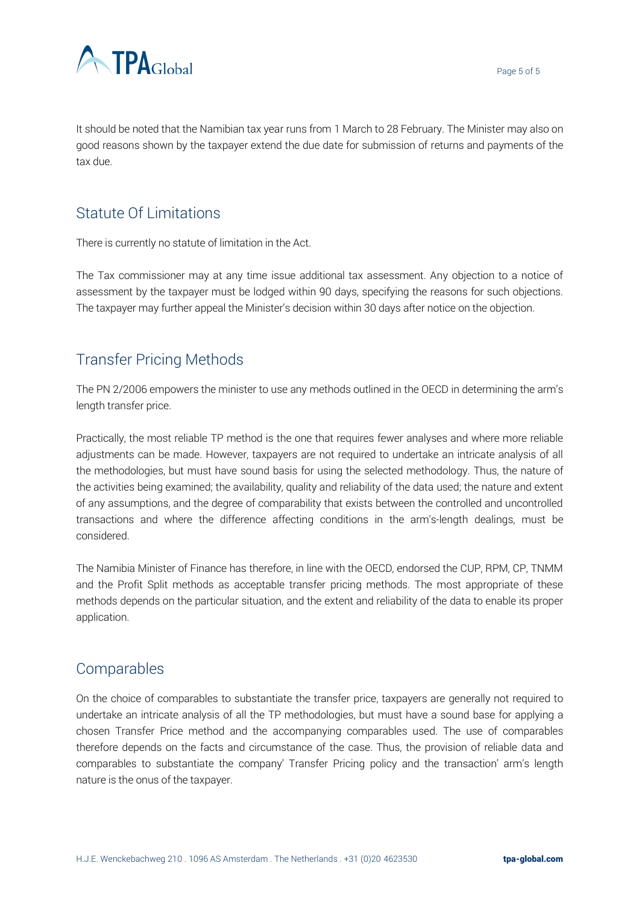It should be noted that the Namibian tax year runs from 1 March to 28 February. The Minister may also on good reasons shown by the taxpayer extend the due date for submission of returns and payments of the tax due.

## Statute Of Limitations

There is currently no statute of limitation in the Act.

The Tax commissioner may at any time issue additional tax assessment. Any objection to a notice of assessment by the taxpayer must be lodged within 90 days, specifying the reasons for such objections. The taxpayer may further appeal the Minister's decision within 30 days after notice on the objection.

## Transfer Pricing Methods

The PN 2/2006 empowers the minister to use any methods outlined in the OECD in determining the arm's length transfer price.

Practically, the most reliable TP method is the one that requires fewer analyses and where more reliable adjustments can be made. However, taxpayers are not required to undertake an intricate analysis of all the methodologies, but must have sound basis for using the selected methodology. Thus, the nature of the activities being examined; the availability, quality and reliability of the data used; the nature and extent of any assumptions, and the degree of comparability that exists between the controlled and uncontrolled transactions and where the difference affecting conditions in the arm's-length dealings, must be considered.

The Namibia Minister of Finance has therefore, in line with the OECD, endorsed the CUP, RPM, CP, TNMM and the Profit Split methods as acceptable transfer pricing methods. The most appropriate of these methods depends on the particular situation, and the extent and reliability of the data to enable its proper application.

## Comparables

On the choice of comparables to substantiate the transfer price, taxpayers are generally not required to undertake an intricate analysis of all the TP methodologies, but must have a sound base for applying a chosen Transfer Price method and the accompanying comparables used. The use of comparables therefore depends on the facts and circumstance of the case. Thus, the provision of reliable data and comparables to substantiate the company' Transfer Pricing policy and the transaction' arm's length nature is the onus of the taxpayer.